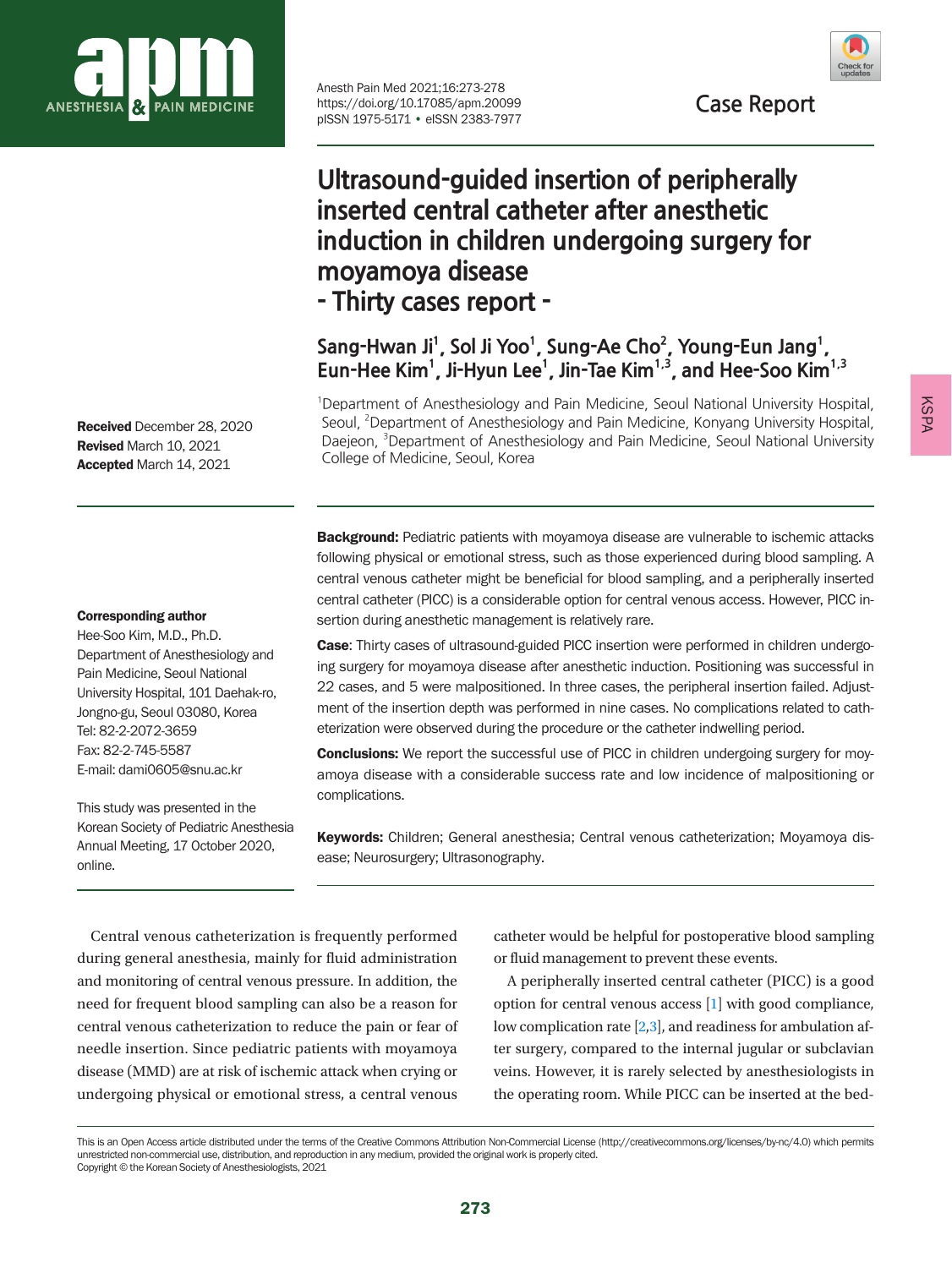Case Report

# Ultrasound-guided insertion of peripherally inserted central catheter after anesthetic induction in children undergoing surgery for moyamoya disease - Thirty cases report -

**Sang-Hwan Ji[1], Sol Ji Yoo[1], Sung-Ae Cho[2], Young-Eun Jang[1], Eun-Hee Kim[1], Ji-Hyun Lee[1], Jin-Tae Kim[1,3], and Hee-Soo Kim[1,3]**

[1]Department of Anesthesiology and Pain Medicine, Seoul National University Hospital, Seoul, [2]Department of Anesthesiology and Pain Medicine, Konyang University Hospital, Daejeon, [3]Department of Anesthesiology and Pain Medicine, Seoul National University College of Medicine, Seoul, Korea

**Received** December 28, 2020
**Revised** March 10, 2021
**Accepted** March 14, 2021

**Corresponding author**
Hee-Soo Kim, M.D., Ph.D.
Department of Anesthesiology and Pain Medicine, Seoul National University Hospital, 101 Daehak-ro, Jongno-gu, Seoul 03080, Korea
Tel: 82-2-2072-3659
Fax: 82-2-745-5587
E-mail: dami0605@snu.ac.kr

This study was presented in the Korean Society of Pediatric Anesthesia Annual Meeting, 17 October 2020, online.

**Background:** Pediatric patients with moyamoya disease are vulnerable to ischemic attacks following physical or emotional stress, such as those experienced during blood sampling. A central venous catheter might be beneficial for blood sampling, and a peripherally inserted central catheter (PICC) is a considerable option for central venous access. However, PICC insertion during anesthetic management is relatively rare.

**Case**: Thirty cases of ultrasound-guided PICC insertion were performed in children undergoing surgery for moyamoya disease after anesthetic induction. Positioning was successful in 22 cases, and 5 were malpositioned. In three cases, the peripheral insertion failed. Adjustment of the insertion depth was performed in nine cases. No complications related to catheterization were observed during the procedure or the catheter indwelling period.

**Conclusions:** We report the successful use of PICC in children undergoing surgery for moyamoya disease with a considerable success rate and low incidence of malpositioning or complications.

**Keywords:** Children; General anesthesia; Central venous catheterization; Moyamoya disease; Neurosurgery; Ultrasonography.

Central venous catheterization is frequently performed during general anesthesia, mainly for fluid administration and monitoring of central venous pressure. In addition, the need for frequent blood sampling can also be a reason for central venous catheterization to reduce the pain or fear of needle insertion. Since pediatric patients with moyamoya disease (MMD) are at risk of ischemic attack when crying or undergoing physical or emotional stress, a central venous catheter would be helpful for postoperative blood sampling or fluid management to prevent these events.

A peripherally inserted central catheter (PICC) is a good option for central venous access [1] with good compliance, low complication rate [2,3], and readiness for ambulation after surgery, compared to the internal jugular or subclavian veins. However, it is rarely selected by anesthesiologists in the operating room. While PICC can be inserted at the bed-

This is an Open Access article distributed under the terms of the Creative Commons Attribution Non-Commercial License (http://creativecommons.org/licenses/by-nc/4.0) which permits unrestricted non-commercial use, distribution, and reproduction in any medium, provided the original work is properly cited.
Copyright © the Korean Society of Anesthesiologists, 2021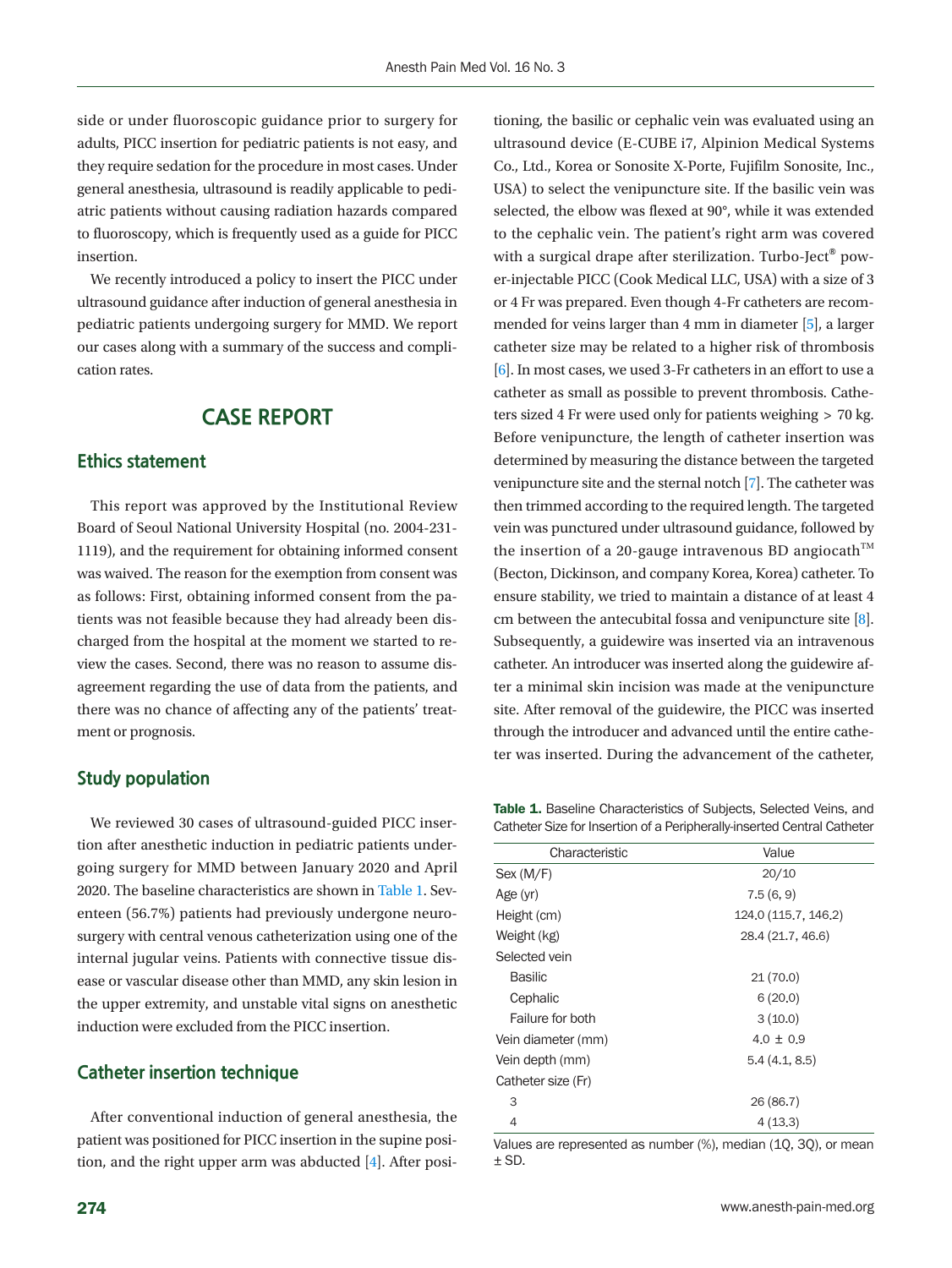side or under fluoroscopic guidance prior to surgery for adults, PICC insertion for pediatric patients is not easy, and they require sedation for the procedure in most cases. Under general anesthesia, ultrasound is readily applicable to pediatric patients without causing radiation hazards compared to fluoroscopy, which is frequently used as a guide for PICC insertion.

We recently introduced a policy to insert the PICC under ultrasound guidance after induction of general anesthesia in pediatric patients undergoing surgery for MMD. We report our cases along with a summary of the success and complication rates.

## CASE REPORT

### Ethics statement

This report was approved by the Institutional Review Board of Seoul National University Hospital (no. 2004-231-1119), and the requirement for obtaining informed consent was waived. The reason for the exemption from consent was as follows: First, obtaining informed consent from the patients was not feasible because they had already been discharged from the hospital at the moment we started to review the cases. Second, there was no reason to assume disagreement regarding the use of data from the patients, and there was no chance of affecting any of the patients' treatment or prognosis.

### Study population

We reviewed 30 cases of ultrasound-guided PICC insertion after anesthetic induction in pediatric patients undergoing surgery for MMD between January 2020 and April 2020. The baseline characteristics are shown in Table 1. Seventeen (56.7%) patients had previously undergone neurosurgery with central venous catheterization using one of the internal jugular veins. Patients with connective tissue disease or vascular disease other than MMD, any skin lesion in the upper extremity, and unstable vital signs on anesthetic induction were excluded from the PICC insertion.

### Catheter insertion technique

After conventional induction of general anesthesia, the patient was positioned for PICC insertion in the supine position, and the right upper arm was abducted [4]. After positioning, the basilic or cephalic vein was evaluated using an ultrasound device (E-CUBE i7, Alpinion Medical Systems Co., Ltd., Korea or Sonosite X-Porte, Fujifilm Sonosite, Inc., USA) to select the venipuncture site. If the basilic vein was selected, the elbow was flexed at 90°, while it was extended to the cephalic vein. The patient's right arm was covered with a surgical drape after sterilization. Turbo-Ject® power-injectable PICC (Cook Medical LLC, USA) with a size of 3 or 4 Fr was prepared. Even though 4-Fr catheters are recommended for veins larger than 4 mm in diameter [5], a larger catheter size may be related to a higher risk of thrombosis [6]. In most cases, we used 3-Fr catheters in an effort to use a catheter as small as possible to prevent thrombosis. Catheters sized 4 Fr were used only for patients weighing > 70 kg. Before venipuncture, the length of catheter insertion was determined by measuring the distance between the targeted venipuncture site and the sternal notch [7]. The catheter was then trimmed according to the required length. The targeted vein was punctured under ultrasound guidance, followed by the insertion of a 20-gauge intravenous BD angiocath™ (Becton, Dickinson, and company Korea, Korea) catheter. To ensure stability, we tried to maintain a distance of at least 4 cm between the antecubital fossa and venipuncture site [8]. Subsequently, a guidewire was inserted via an intravenous catheter. An introducer was inserted along the guidewire after a minimal skin incision was made at the venipuncture site. After removal of the guidewire, the PICC was inserted through the introducer and advanced until the entire catheter was inserted. During the advancement of the catheter,

**Table 1.** Baseline Characteristics of Subjects, Selected Veins, and Catheter Size for Insertion of a Peripherally-inserted Central Catheter

| Characteristic | Value |
|---|---|
| Sex (M/F) | 20/10 |
| Age (yr) | 7.5 (6, 9) |
| Height (cm) | 124.0 (115.7, 146.2) |
| Weight (kg) | 28.4 (21.7, 46.6) |
| Selected vein | |
| Basilic | 21 (70.0) |
| Cephalic | 6 (20.0) |
| Failure for both | 3 (10.0) |
| Vein diameter (mm) | 4.0 ± 0.9 |
| Vein depth (mm) | 5.4 (4.1, 8.5) |
| Catheter size (Fr) | |
| 3 | 26 (86.7) |
| 4 | 4 (13.3) |

Values are represented as number (%), median (1Q, 3Q), or mean ± SD.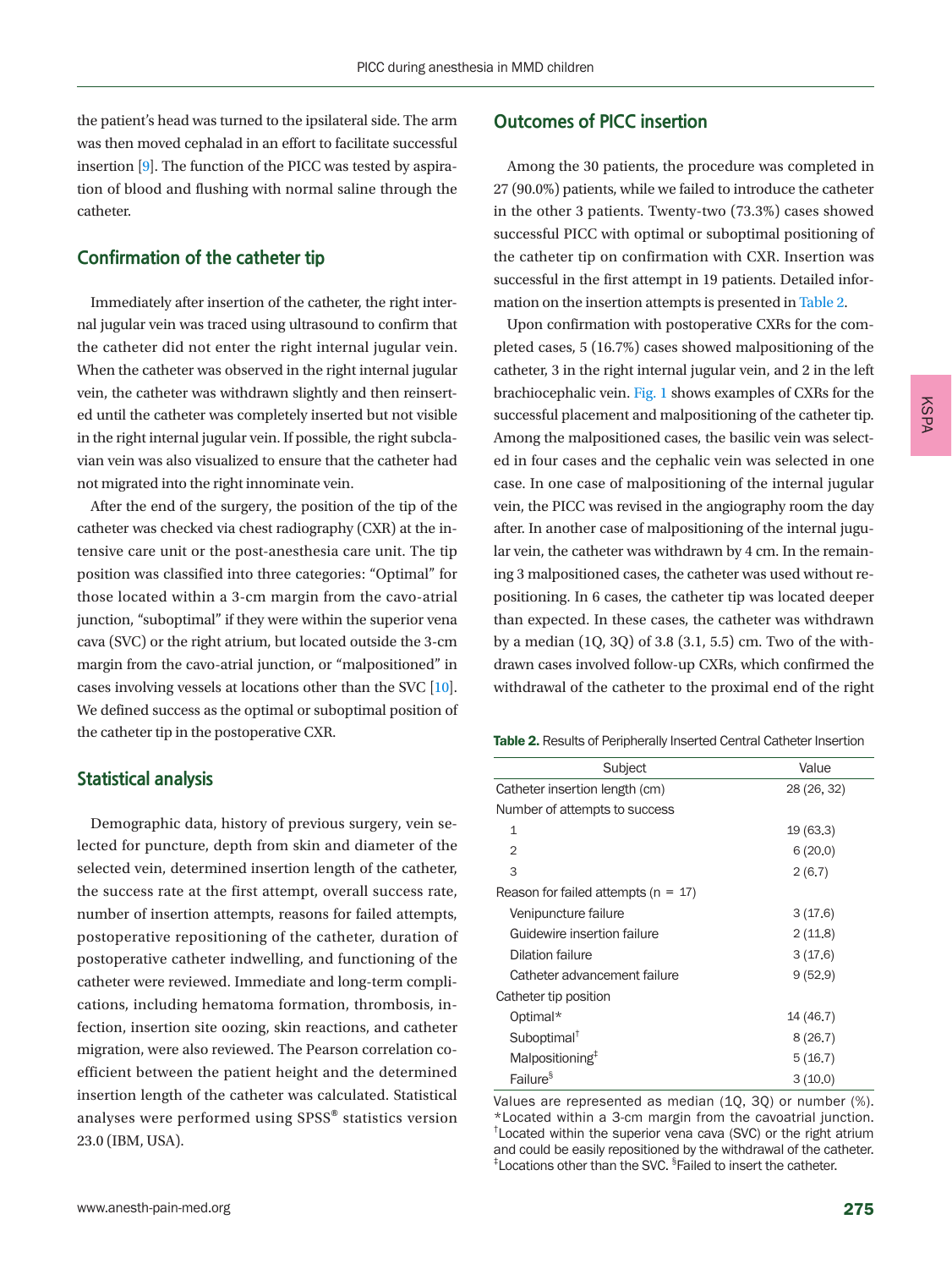the patient's head was turned to the ipsilateral side. The arm was then moved cephalad in an effort to facilitate successful insertion [9]. The function of the PICC was tested by aspiration of blood and flushing with normal saline through the catheter.

## Confirmation of the catheter tip

Immediately after insertion of the catheter, the right internal jugular vein was traced using ultrasound to confirm that the catheter did not enter the right internal jugular vein. When the catheter was observed in the right internal jugular vein, the catheter was withdrawn slightly and then reinserted until the catheter was completely inserted but not visible in the right internal jugular vein. If possible, the right subclavian vein was also visualized to ensure that the catheter had not migrated into the right innominate vein.

After the end of the surgery, the position of the tip of the catheter was checked via chest radiography (CXR) at the intensive care unit or the post-anesthesia care unit. The tip position was classified into three categories: "Optimal" for those located within a 3-cm margin from the cavo-atrial junction, "suboptimal" if they were within the superior vena cava (SVC) or the right atrium, but located outside the 3-cm margin from the cavo-atrial junction, or "malpositioned" in cases involving vessels at locations other than the SVC [10]. We defined success as the optimal or suboptimal position of the catheter tip in the postoperative CXR.

## Statistical analysis

Demographic data, history of previous surgery, vein selected for puncture, depth from skin and diameter of the selected vein, determined insertion length of the catheter, the success rate at the first attempt, overall success rate, number of insertion attempts, reasons for failed attempts, postoperative repositioning of the catheter, duration of postoperative catheter indwelling, and functioning of the catheter were reviewed. Immediate and long-term complications, including hematoma formation, thrombosis, infection, insertion site oozing, skin reactions, and catheter migration, were also reviewed. The Pearson correlation coefficient between the patient height and the determined insertion length of the catheter was calculated. Statistical analyses were performed using SPSS® statistics version 23.0 (IBM, USA).

## Outcomes of PICC insertion

Among the 30 patients, the procedure was completed in 27 (90.0%) patients, while we failed to introduce the catheter in the other 3 patients. Twenty-two (73.3%) cases showed successful PICC with optimal or suboptimal positioning of the catheter tip on confirmation with CXR. Insertion was successful in the first attempt in 19 patients. Detailed information on the insertion attempts is presented in Table 2.

Upon confirmation with postoperative CXRs for the completed cases, 5 (16.7%) cases showed malpositioning of the catheter, 3 in the right internal jugular vein, and 2 in the left brachiocephalic vein. Fig. 1 shows examples of CXRs for the successful placement and malpositioning of the catheter tip. Among the malpositioned cases, the basilic vein was selected in four cases and the cephalic vein was selected in one case. In one case of malpositioning of the internal jugular vein, the PICC was revised in the angiography room the day after. In another case of malpositioning of the internal jugular vein, the catheter was withdrawn by 4 cm. In the remaining 3 malpositioned cases, the catheter was used without repositioning. In 6 cases, the catheter tip was located deeper than expected. In these cases, the catheter was withdrawn by a median (1Q, 3Q) of 3.8 (3.1, 5.5) cm. Two of the withdrawn cases involved follow-up CXRs, which confirmed the withdrawal of the catheter to the proximal end of the right

**Table 2.** Results of Peripherally Inserted Central Catheter Insertion

| Subject | Value |
|---|---|
| Catheter insertion length (cm) | 28 (26, 32) |
| Number of attempts to success | |
| 1 | 19 (63.3) |
| 2 | 6 (20.0) |
| 3 | 2 (6.7) |
| Reason for failed attempts (n = 17) | |
| Venipuncture failure | 3 (17.6) |
| Guidewire insertion failure | 2 (11.8) |
| Dilation failure | 3 (17.6) |
| Catheter advancement failure | 9 (52.9) |
| Catheter tip position | |
| Optimal* | 14 (46.7) |
| Suboptimal† | 8 (26.7) |
| Malpositioning‡ | 5 (16.7) |
| Failure§ | 3 (10.0) |

Values are represented as median (1Q, 3Q) or number (%). *Located within a 3-cm margin from the cavoatrial junction. †Located within the superior vena cava (SVC) or the right atrium and could be easily repositioned by the withdrawal of the catheter. ‡Locations other than the SVC. §Failed to insert the catheter.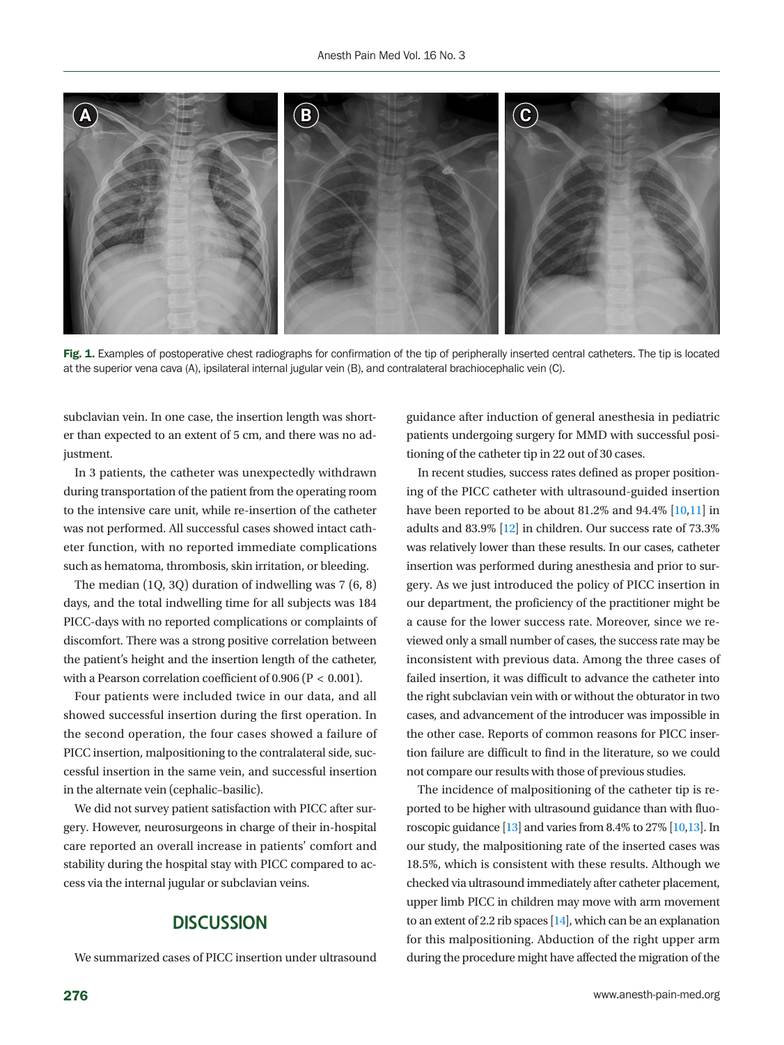Fig. 1. Examples of postoperative chest radiographs for confirmation of the tip of peripherally inserted central catheters. The tip is located at the superior vena cava (A), ipsilateral internal jugular vein (B), and contralateral brachiocephalic vein (C).

subclavian vein. In one case, the insertion length was shorter than expected to an extent of 5 cm, and there was no adjustment.

In 3 patients, the catheter was unexpectedly withdrawn during transportation of the patient from the operating room to the intensive care unit, while re-insertion of the catheter was not performed. All successful cases showed intact catheter function, with no reported immediate complications such as hematoma, thrombosis, skin irritation, or bleeding.

The median (1Q, 3Q) duration of indwelling was 7 (6, 8) days, and the total indwelling time for all subjects was 184 PICC-days with no reported complications or complaints of discomfort. There was a strong positive correlation between the patient's height and the insertion length of the catheter, with a Pearson correlation coefficient of 0.906 ($P < 0.001$).

Four patients were included twice in our data, and all showed successful insertion during the first operation. In the second operation, the four cases showed a failure of PICC insertion, malpositioning to the contralateral side, successful insertion in the same vein, and successful insertion in the alternate vein (cephalic–basilic).

We did not survey patient satisfaction with PICC after surgery. However, neurosurgeons in charge of their in-hospital care reported an overall increase in patients' comfort and stability during the hospital stay with PICC compared to access via the internal jugular or subclavian veins.

## DISCUSSION

We summarized cases of PICC insertion under ultrasound guidance after induction of general anesthesia in pediatric patients undergoing surgery for MMD with successful positioning of the catheter tip in 22 out of 30 cases.

In recent studies, success rates defined as proper positioning of the PICC catheter with ultrasound-guided insertion have been reported to be about 81.2% and 94.4% [10,11] in adults and 83.9% [12] in children. Our success rate of 73.3% was relatively lower than these results. In our cases, catheter insertion was performed during anesthesia and prior to surgery. As we just introduced the policy of PICC insertion in our department, the proficiency of the practitioner might be a cause for the lower success rate. Moreover, since we reviewed only a small number of cases, the success rate may be inconsistent with previous data. Among the three cases of failed insertion, it was difficult to advance the catheter into the right subclavian vein with or without the obturator in two cases, and advancement of the introducer was impossible in the other case. Reports of common reasons for PICC insertion failure are difficult to find in the literature, so we could not compare our results with those of previous studies.

The incidence of malpositioning of the catheter tip is reported to be higher with ultrasound guidance than with fluoroscopic guidance [13] and varies from 8.4% to 27% [10,13]. In our study, the malpositioning rate of the inserted cases was 18.5%, which is consistent with these results. Although we checked via ultrasound immediately after catheter placement, upper limb PICC in children may move with arm movement to an extent of 2.2 rib spaces [14], which can be an explanation for this malpositioning. Abduction of the right upper arm during the procedure might have affected the migration of the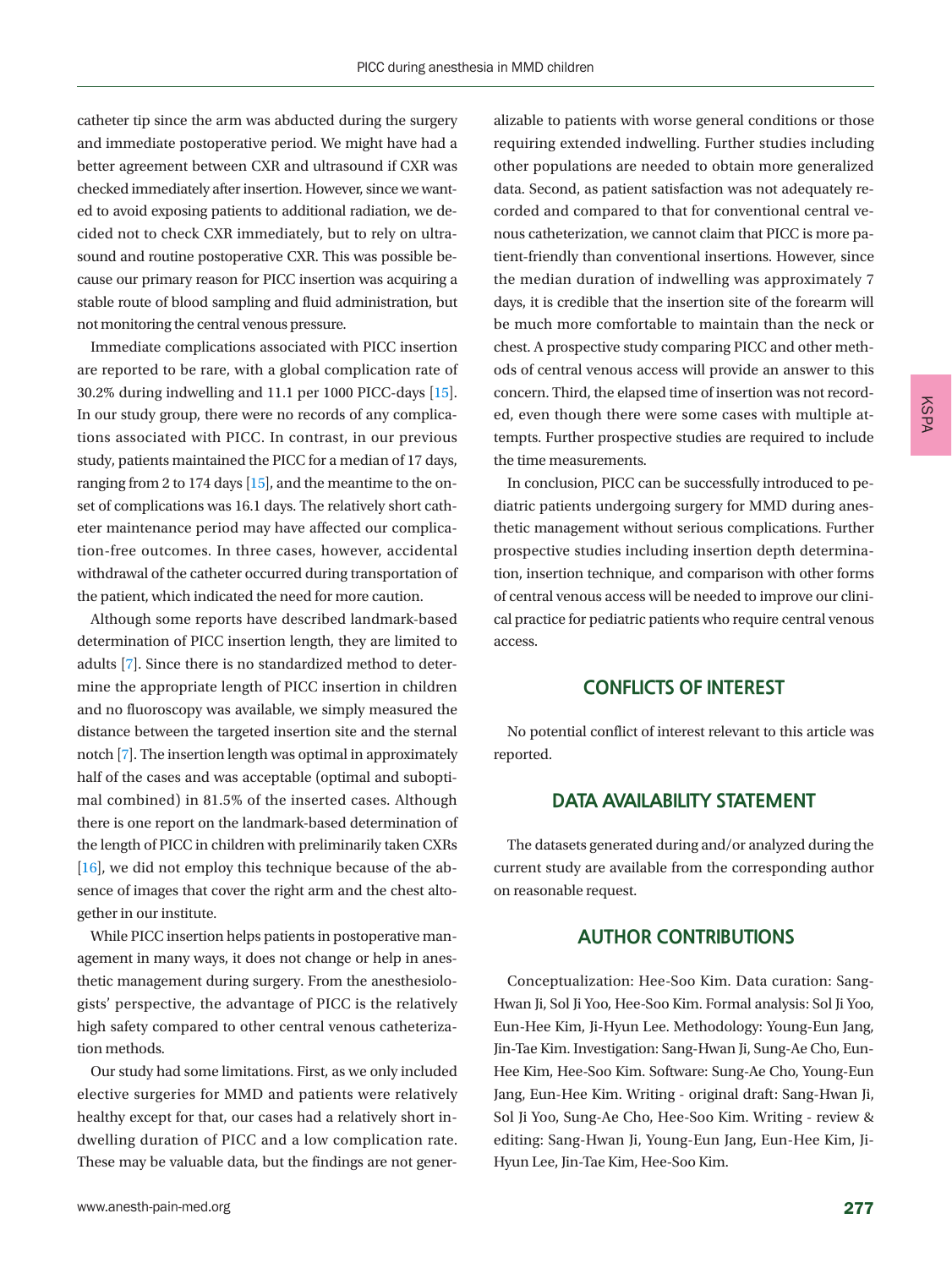catheter tip since the arm was abducted during the surgery and immediate postoperative period. We might have had a better agreement between CXR and ultrasound if CXR was checked immediately after insertion. However, since we wanted to avoid exposing patients to additional radiation, we decided not to check CXR immediately, but to rely on ultrasound and routine postoperative CXR. This was possible because our primary reason for PICC insertion was acquiring a stable route of blood sampling and fluid administration, but not monitoring the central venous pressure.

Immediate complications associated with PICC insertion are reported to be rare, with a global complication rate of 30.2% during indwelling and 11.1 per 1000 PICC-days [15]. In our study group, there were no records of any complications associated with PICC. In contrast, in our previous study, patients maintained the PICC for a median of 17 days, ranging from 2 to 174 days [15], and the meantime to the onset of complications was 16.1 days. The relatively short catheter maintenance period may have affected our complication-free outcomes. In three cases, however, accidental withdrawal of the catheter occurred during transportation of the patient, which indicated the need for more caution.

Although some reports have described landmark-based determination of PICC insertion length, they are limited to adults [7]. Since there is no standardized method to determine the appropriate length of PICC insertion in children and no fluoroscopy was available, we simply measured the distance between the targeted insertion site and the sternal notch [7]. The insertion length was optimal in approximately half of the cases and was acceptable (optimal and suboptimal combined) in 81.5% of the inserted cases. Although there is one report on the landmark-based determination of the length of PICC in children with preliminarily taken CXRs [16], we did not employ this technique because of the absence of images that cover the right arm and the chest altogether in our institute.

While PICC insertion helps patients in postoperative management in many ways, it does not change or help in anesthetic management during surgery. From the anesthesiologists' perspective, the advantage of PICC is the relatively high safety compared to other central venous catheterization methods.

Our study had some limitations. First, as we only included elective surgeries for MMD and patients were relatively healthy except for that, our cases had a relatively short indwelling duration of PICC and a low complication rate. These may be valuable data, but the findings are not generalizable to patients with worse general conditions or those requiring extended indwelling. Further studies including other populations are needed to obtain more generalized data. Second, as patient satisfaction was not adequately recorded and compared to that for conventional central venous catheterization, we cannot claim that PICC is more patient-friendly than conventional insertions. However, since the median duration of indwelling was approximately 7 days, it is credible that the insertion site of the forearm will be much more comfortable to maintain than the neck or chest. A prospective study comparing PICC and other methods of central venous access will provide an answer to this concern. Third, the elapsed time of insertion was not recorded, even though there were some cases with multiple attempts. Further prospective studies are required to include the time measurements.

In conclusion, PICC can be successfully introduced to pediatric patients undergoing surgery for MMD during anesthetic management without serious complications. Further prospective studies including insertion depth determination, insertion technique, and comparison with other forms of central venous access will be needed to improve our clinical practice for pediatric patients who require central venous access.

## CONFLICTS OF INTEREST

No potential conflict of interest relevant to this article was reported.

## DATA AVAILABILITY STATEMENT

The datasets generated during and/or analyzed during the current study are available from the corresponding author on reasonable request.

## AUTHOR CONTRIBUTIONS

Conceptualization: Hee-Soo Kim. Data curation: Sang-Hwan Ji, Sol Ji Yoo, Hee-Soo Kim. Formal analysis: Sol Ji Yoo, Eun-Hee Kim, Ji-Hyun Lee. Methodology: Young-Eun Jang, Jin-Tae Kim. Investigation: Sang-Hwan Ji, Sung-Ae Cho, Eun-Hee Kim, Hee-Soo Kim. Software: Sung-Ae Cho, Young-Eun Jang, Eun-Hee Kim. Writing - original draft: Sang-Hwan Ji, Sol Ji Yoo, Sung-Ae Cho, Hee-Soo Kim. Writing - review & editing: Sang-Hwan Ji, Young-Eun Jang, Eun-Hee Kim, Ji-Hyun Lee, Jin-Tae Kim, Hee-Soo Kim.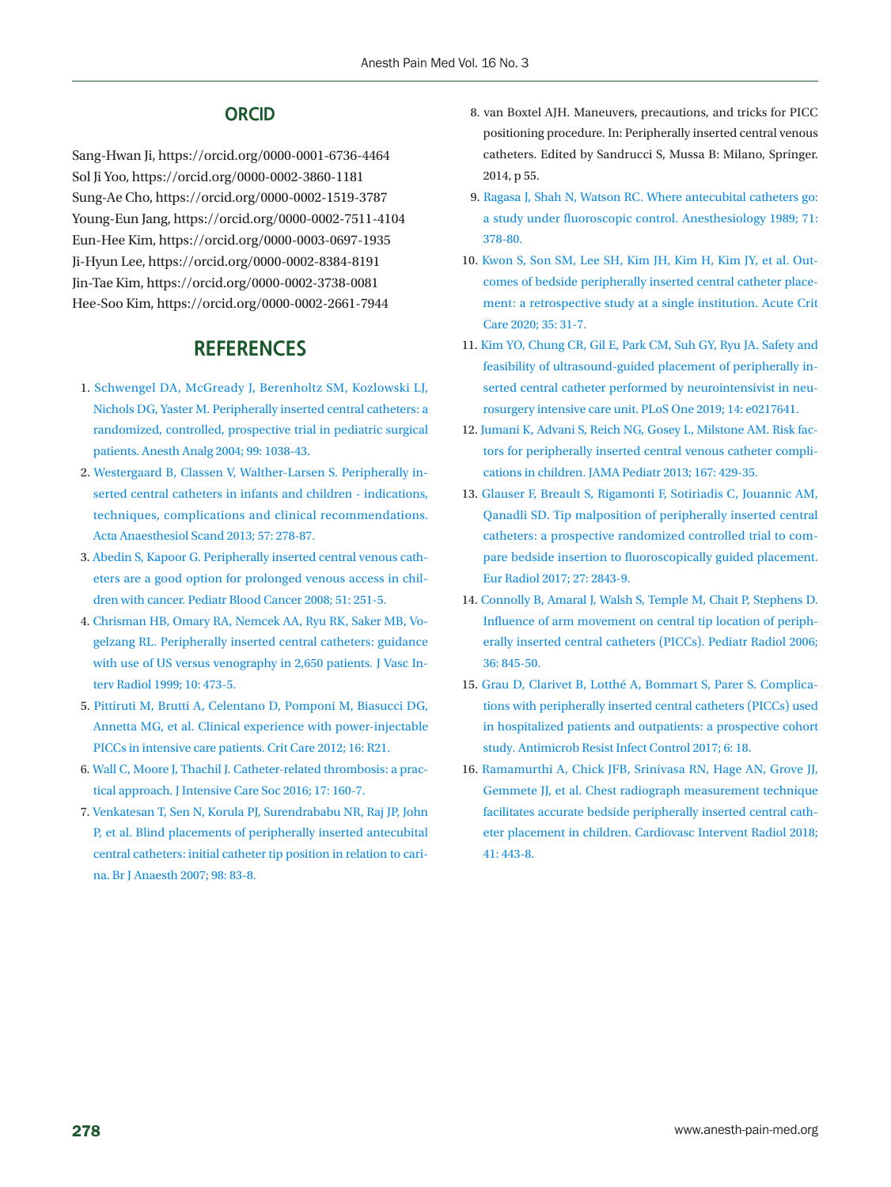## ORCID

Sang-Hwan Ji, https://orcid.org/0000-0001-6736-4464
Sol Ji Yoo, https://orcid.org/0000-0002-3860-1181
Sung-Ae Cho, https://orcid.org/0000-0002-1519-3787
Young-Eun Jang, https://orcid.org/0000-0002-7511-4104
Eun-Hee Kim, https://orcid.org/0000-0003-0697-1935
Ji-Hyun Lee, https://orcid.org/0000-0002-8384-8191
Jin-Tae Kim, https://orcid.org/0000-0002-3738-0081
Hee-Soo Kim, https://orcid.org/0000-0002-2661-7944

## REFERENCES

1. Schwengel DA, McGready J, Berenholtz SM, Kozlowski LJ, Nichols DG, Yaster M. Peripherally inserted central catheters: a randomized, controlled, prospective trial in pediatric surgical patients. Anesth Analg 2004; 99: 1038-43.
2. Westergaard B, Classen V, Walther-Larsen S. Peripherally inserted central catheters in infants and children - indications, techniques, complications and clinical recommendations. Acta Anaesthesiol Scand 2013; 57: 278-87.
3. Abedin S, Kapoor G. Peripherally inserted central venous catheters are a good option for prolonged venous access in children with cancer. Pediatr Blood Cancer 2008; 51: 251-5.
4. Chrisman HB, Omary RA, Nemcek AA, Ryu RK, Saker MB, Vogelzang RL. Peripherally inserted central catheters: guidance with use of US versus venography in 2,650 patients. J Vasc Interv Radiol 1999; 10: 473-5.
5. Pittiruti M, Brutti A, Celentano D, Pomponi M, Biasucci DG, Annetta MG, et al. Clinical experience with power-injectable PICCs in intensive care patients. Crit Care 2012; 16: R21.
6. Wall C, Moore J, Thachil J. Catheter-related thrombosis: a practical approach. J Intensive Care Soc 2016; 17: 160-7.
7. Venkatesan T, Sen N, Korula PJ, Surendrababu NR, Raj JP, John P, et al. Blind placements of peripherally inserted antecubital central catheters: initial catheter tip position in relation to carina. Br J Anaesth 2007; 98: 83-8.
8. van Boxtel AJH. Maneuvers, precautions, and tricks for PICC positioning procedure. In: Peripherally inserted central venous catheters. Edited by Sandrucci S, Mussa B: Milano, Springer. 2014, p 55.
9. Ragasa J, Shah N, Watson RC. Where antecubital catheters go: a study under fluoroscopic control. Anesthesiology 1989; 71: 378-80.
10. Kwon S, Son SM, Lee SH, Kim JH, Kim H, Kim JY, et al. Outcomes of bedside peripherally inserted central catheter placement: a retrospective study at a single institution. Acute Crit Care 2020; 35: 31-7.
11. Kim YO, Chung CR, Gil E, Park CM, Suh GY, Ryu JA. Safety and feasibility of ultrasound-guided placement of peripherally inserted central catheter performed by neurointensivist in neurosurgery intensive care unit. PLoS One 2019; 14: e0217641.
12. Jumani K, Advani S, Reich NG, Gosey L, Milstone AM. Risk factors for peripherally inserted central venous catheter complications in children. JAMA Pediatr 2013; 167: 429-35.
13. Glauser F, Breault S, Rigamonti F, Sotiriadis C, Jouannic AM, Qanadli SD. Tip malposition of peripherally inserted central catheters: a prospective randomized controlled trial to compare bedside insertion to fluoroscopically guided placement. Eur Radiol 2017; 27: 2843-9.
14. Connolly B, Amaral J, Walsh S, Temple M, Chait P, Stephens D. Influence of arm movement on central tip location of peripherally inserted central catheters (PICCs). Pediatr Radiol 2006; 36: 845-50.
15. Grau D, Clarivet B, Lotthé A, Bommart S, Parer S. Complications with peripherally inserted central catheters (PICCs) used in hospitalized patients and outpatients: a prospective cohort study. Antimicrob Resist Infect Control 2017; 6: 18.
16. Ramamurthi A, Chick JFB, Srinivasa RN, Hage AN, Grove JJ, Gemmete JJ, et al. Chest radiograph measurement technique facilitates accurate bedside peripherally inserted central catheter placement in children. Cardiovasc Intervent Radiol 2018; 41: 443-8.